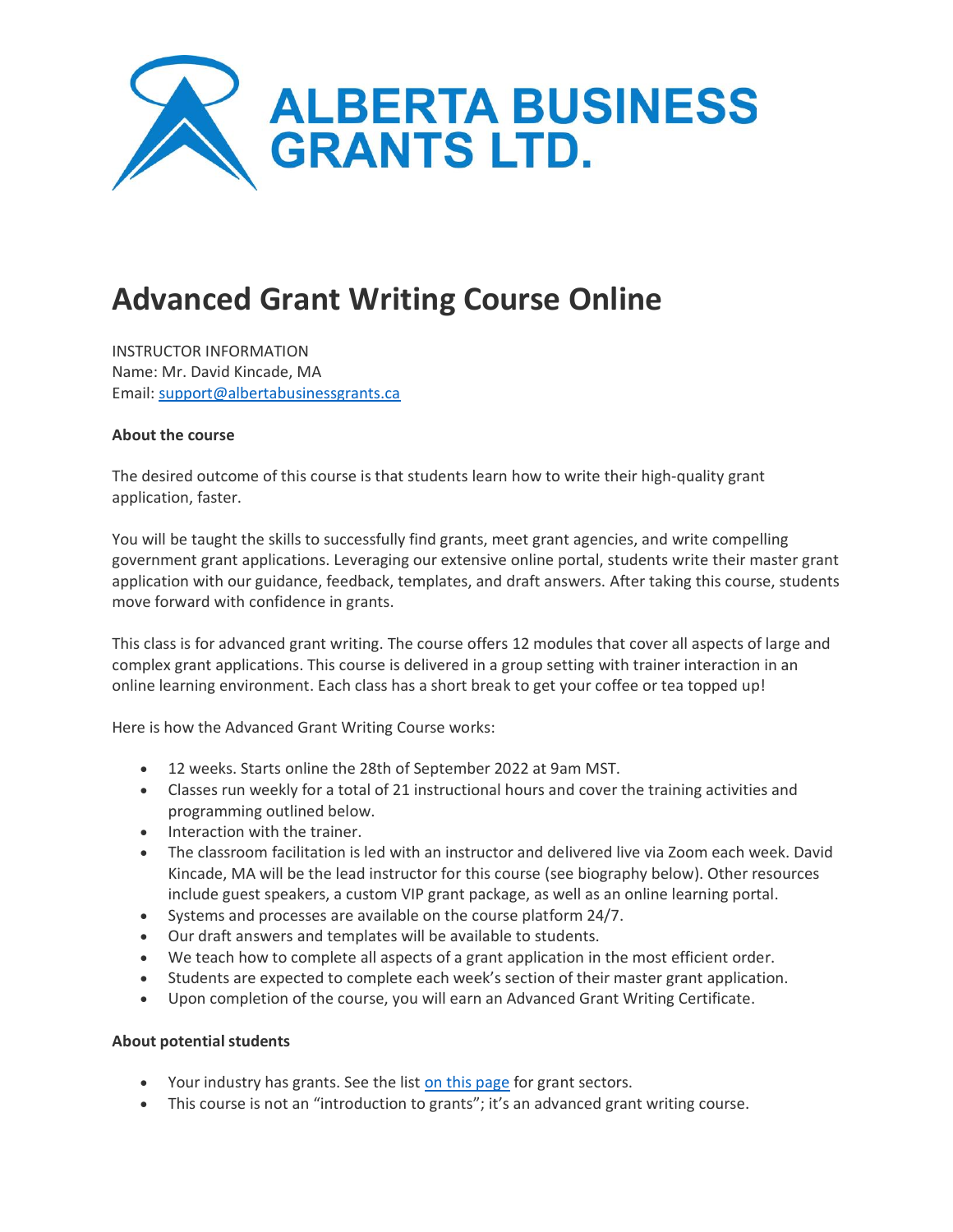ALBERTA BUSINESS GRANTS LTD.

# Advanced Grant Writing Course Online

INSTRUCTOR INFORMATION
Name: Mr. David Kincade, MA
Email: support@albertabusinessgrants.ca

**About the course**

The desired outcome of this course is that students learn how to write their high-quality grant application, faster.

You will be taught the skills to successfully find grants, meet grant agencies, and write compelling government grant applications. Leveraging our extensive online portal, students write their master grant application with our guidance, feedback, templates, and draft answers. After taking this course, students move forward with confidence in grants.

This class is for advanced grant writing. The course offers 12 modules that cover all aspects of large and complex grant applications. This course is delivered in a group setting with trainer interaction in an online learning environment. Each class has a short break to get your coffee or tea topped up!

Here is how the Advanced Grant Writing Course works:

- 12 weeks. Starts online the 28th of September 2022 at 9am MST.
- Classes run weekly for a total of 21 instructional hours and cover the training activities and programming outlined below.
- Interaction with the trainer.
- The classroom facilitation is led with an instructor and delivered live via Zoom each week. David Kincade, MA will be the lead instructor for this course (see biography below). Other resources include guest speakers, a custom VIP grant package, as well as an online learning portal.
- Systems and processes are available on the course platform 24/7.
- Our draft answers and templates will be available to students.
- We teach how to complete all aspects of a grant application in the most efficient order.
- Students are expected to complete each week's section of their master grant application.
- Upon completion of the course, you will earn an Advanced Grant Writing Certificate.

**About potential students**

- Your industry has grants. See the list on this page for grant sectors.
- This course is not an "introduction to grants"; it's an advanced grant writing course.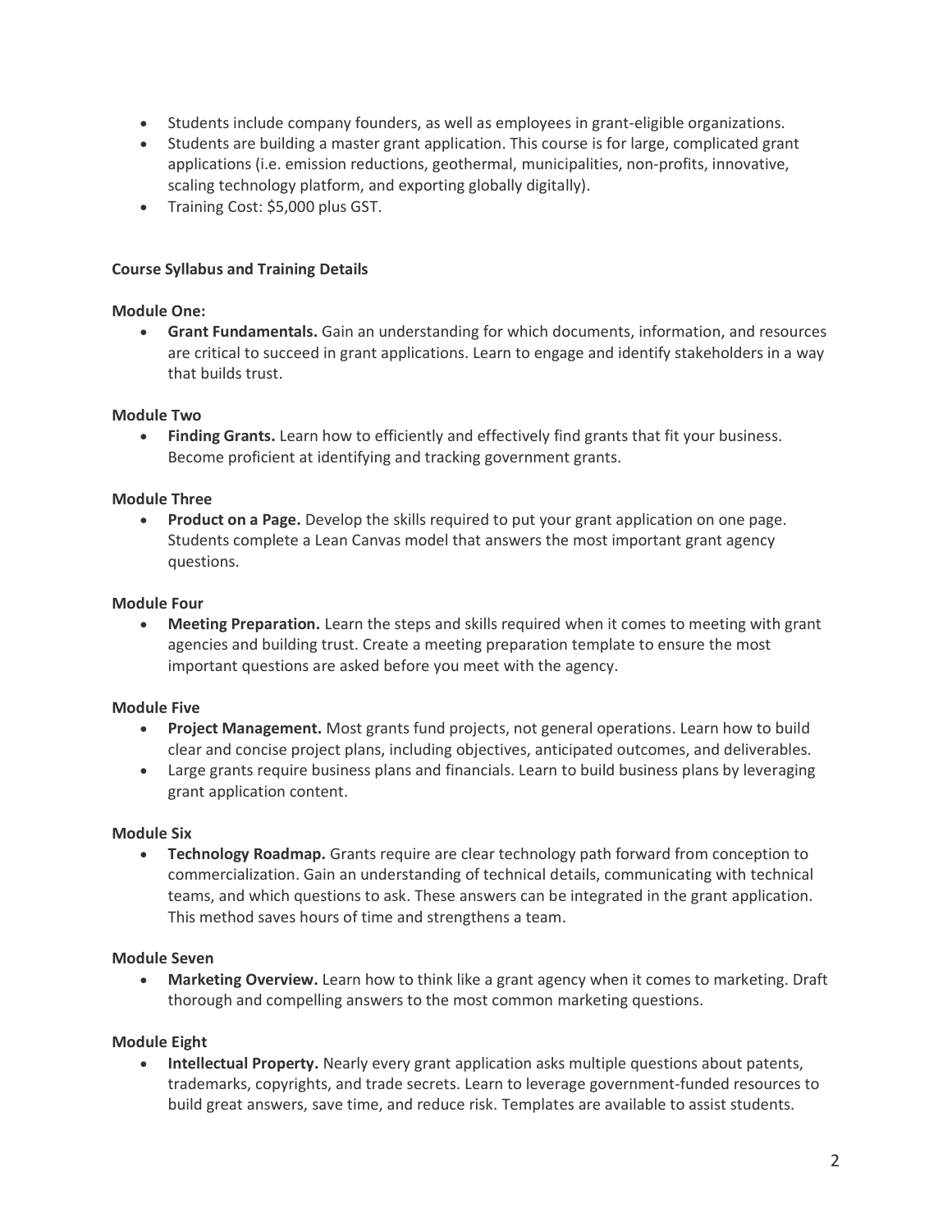- Students include company founders, as well as employees in grant-eligible organizations.
- Students are building a master grant application. This course is for large, complicated grant applications (i.e. emission reductions, geothermal, municipalities, non-profits, innovative, scaling technology platform, and exporting globally digitally).
- Training Cost: $5,000 plus GST.

**Course Syllabus and Training Details**

**Module One:**

- **Grant Fundamentals.** Gain an understanding for which documents, information, and resources are critical to succeed in grant applications. Learn to engage and identify stakeholders in a way that builds trust.

**Module Two**

- **Finding Grants.** Learn how to efficiently and effectively find grants that fit your business. Become proficient at identifying and tracking government grants.

**Module Three**

- **Product on a Page.** Develop the skills required to put your grant application on one page. Students complete a Lean Canvas model that answers the most important grant agency questions.

**Module Four**

- **Meeting Preparation.** Learn the steps and skills required when it comes to meeting with grant agencies and building trust. Create a meeting preparation template to ensure the most important questions are asked before you meet with the agency.

**Module Five**

- **Project Management.** Most grants fund projects, not general operations. Learn how to build clear and concise project plans, including objectives, anticipated outcomes, and deliverables.
- Large grants require business plans and financials. Learn to build business plans by leveraging grant application content.

**Module Six**

- **Technology Roadmap.** Grants require are clear technology path forward from conception to commercialization. Gain an understanding of technical details, communicating with technical teams, and which questions to ask. These answers can be integrated in the grant application. This method saves hours of time and strengthens a team.

**Module Seven**

- **Marketing Overview.** Learn how to think like a grant agency when it comes to marketing. Draft thorough and compelling answers to the most common marketing questions.

**Module Eight**

- **Intellectual Property.** Nearly every grant application asks multiple questions about patents, trademarks, copyrights, and trade secrets. Learn to leverage government-funded resources to build great answers, save time, and reduce risk. Templates are available to assist students.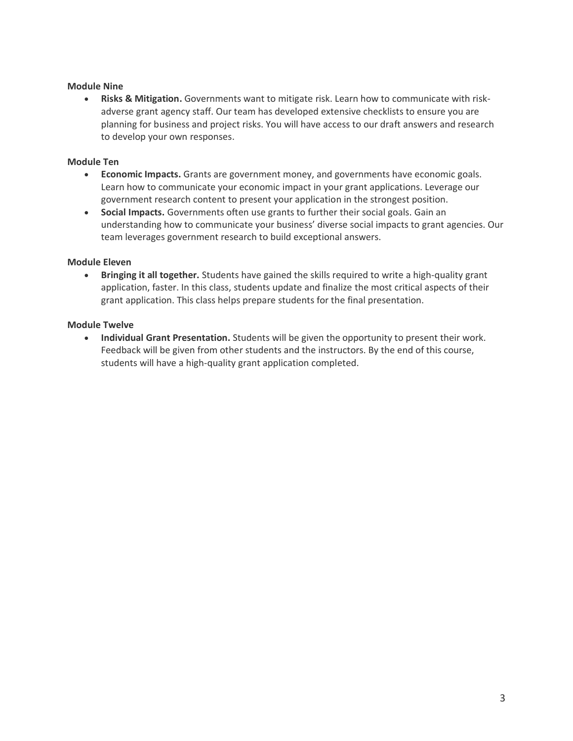**Module Nine**

- **Risks & Mitigation.** Governments want to mitigate risk. Learn how to communicate with risk-adverse grant agency staff. Our team has developed extensive checklists to ensure you are planning for business and project risks. You will have access to our draft answers and research to develop your own responses.

**Module Ten**

- **Economic Impacts.** Grants are government money, and governments have economic goals. Learn how to communicate your economic impact in your grant applications. Leverage our government research content to present your application in the strongest position.
- **Social Impacts.** Governments often use grants to further their social goals. Gain an understanding how to communicate your business' diverse social impacts to grant agencies. Our team leverages government research to build exceptional answers.

**Module Eleven**

- **Bringing it all together.** Students have gained the skills required to write a high-quality grant application, faster. In this class, students update and finalize the most critical aspects of their grant application. This class helps prepare students for the final presentation.

**Module Twelve**

- **Individual Grant Presentation.** Students will be given the opportunity to present their work. Feedback will be given from other students and the instructors. By the end of this course, students will have a high-quality grant application completed.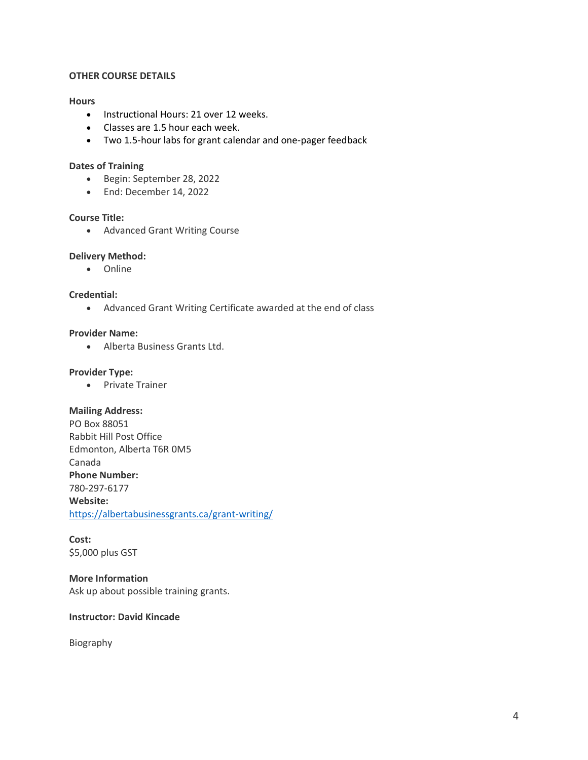**OTHER COURSE DETAILS**

**Hours**

- Instructional Hours: 21 over 12 weeks.
- Classes are 1.5 hour each week.
- Two 1.5-hour labs for grant calendar and one-pager feedback

**Dates of Training**

- Begin: September 28, 2022
- End: December 14, 2022

**Course Title:**

- Advanced Grant Writing Course

**Delivery Method:**

- Online

**Credential:**

- Advanced Grant Writing Certificate awarded at the end of class

**Provider Name:**

- Alberta Business Grants Ltd.

**Provider Type:**

- Private Trainer

**Mailing Address:**
PO Box 88051
Rabbit Hill Post Office
Edmonton, Alberta T6R 0M5
Canada
**Phone Number:**
780-297-6177
**Website:**
https://albertabusinessgrants.ca/grant-writing/

**Cost:**
$5,000 plus GST

**More Information**
Ask up about possible training grants.

**Instructor: David Kincade**

Biography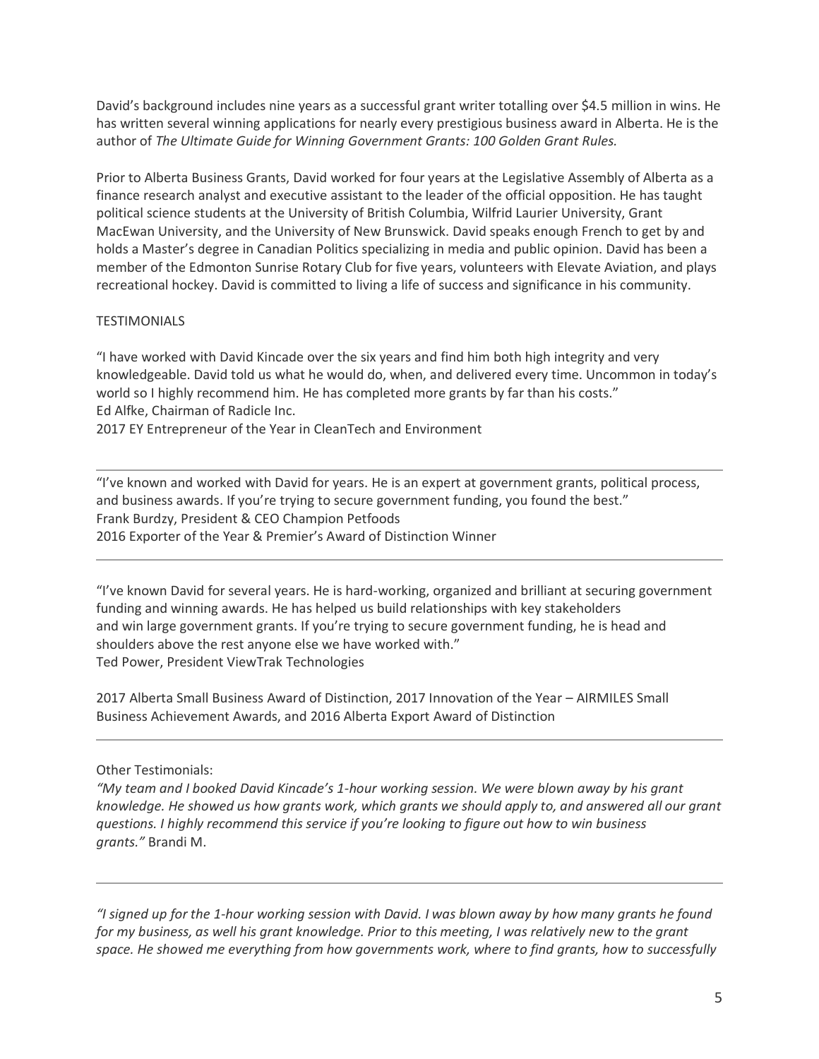David's background includes nine years as a successful grant writer totalling over $4.5 million in wins. He has written several winning applications for nearly every prestigious business award in Alberta. He is the author of *The Ultimate Guide for Winning Government Grants: 100 Golden Grant Rules.*

Prior to Alberta Business Grants, David worked for four years at the Legislative Assembly of Alberta as a finance research analyst and executive assistant to the leader of the official opposition. He has taught political science students at the University of British Columbia, Wilfrid Laurier University, Grant MacEwan University, and the University of New Brunswick. David speaks enough French to get by and holds a Master's degree in Canadian Politics specializing in media and public opinion. David has been a member of the Edmonton Sunrise Rotary Club for five years, volunteers with Elevate Aviation, and plays recreational hockey. David is committed to living a life of success and significance in his community.

TESTIMONIALS

"I have worked with David Kincade over the six years and find him both high integrity and very knowledgeable. David told us what he would do, when, and delivered every time. Uncommon in today's world so I highly recommend him. He has completed more grants by far than his costs."
Ed Alfke, Chairman of Radicle Inc.
2017 EY Entrepreneur of the Year in CleanTech and Environment

---

"I've known and worked with David for years. He is an expert at government grants, political process, and business awards. If you're trying to secure government funding, you found the best."
Frank Burdzy, President & CEO Champion Petfoods
2016 Exporter of the Year & Premier's Award of Distinction Winner

---

"I've known David for several years. He is hard-working, organized and brilliant at securing government funding and winning awards. He has helped us build relationships with key stakeholders and win large government grants. If you're trying to secure government funding, he is head and shoulders above the rest anyone else we have worked with."
Ted Power, President ViewTrak Technologies

2017 Alberta Small Business Award of Distinction, 2017 Innovation of the Year – AIRMILES Small Business Achievement Awards, and 2016 Alberta Export Award of Distinction

---

Other Testimonials:
*"My team and I booked David Kincade's 1-hour working session. We were blown away by his grant knowledge. He showed us how grants work, which grants we should apply to, and answered all our grant questions. I highly recommend this service if you're looking to figure out how to win business grants."* Brandi M.

---

*"I signed up for the 1-hour working session with David. I was blown away by how many grants he found for my business, as well his grant knowledge. Prior to this meeting, I was relatively new to the grant space. He showed me everything from how governments work, where to find grants, how to successfully*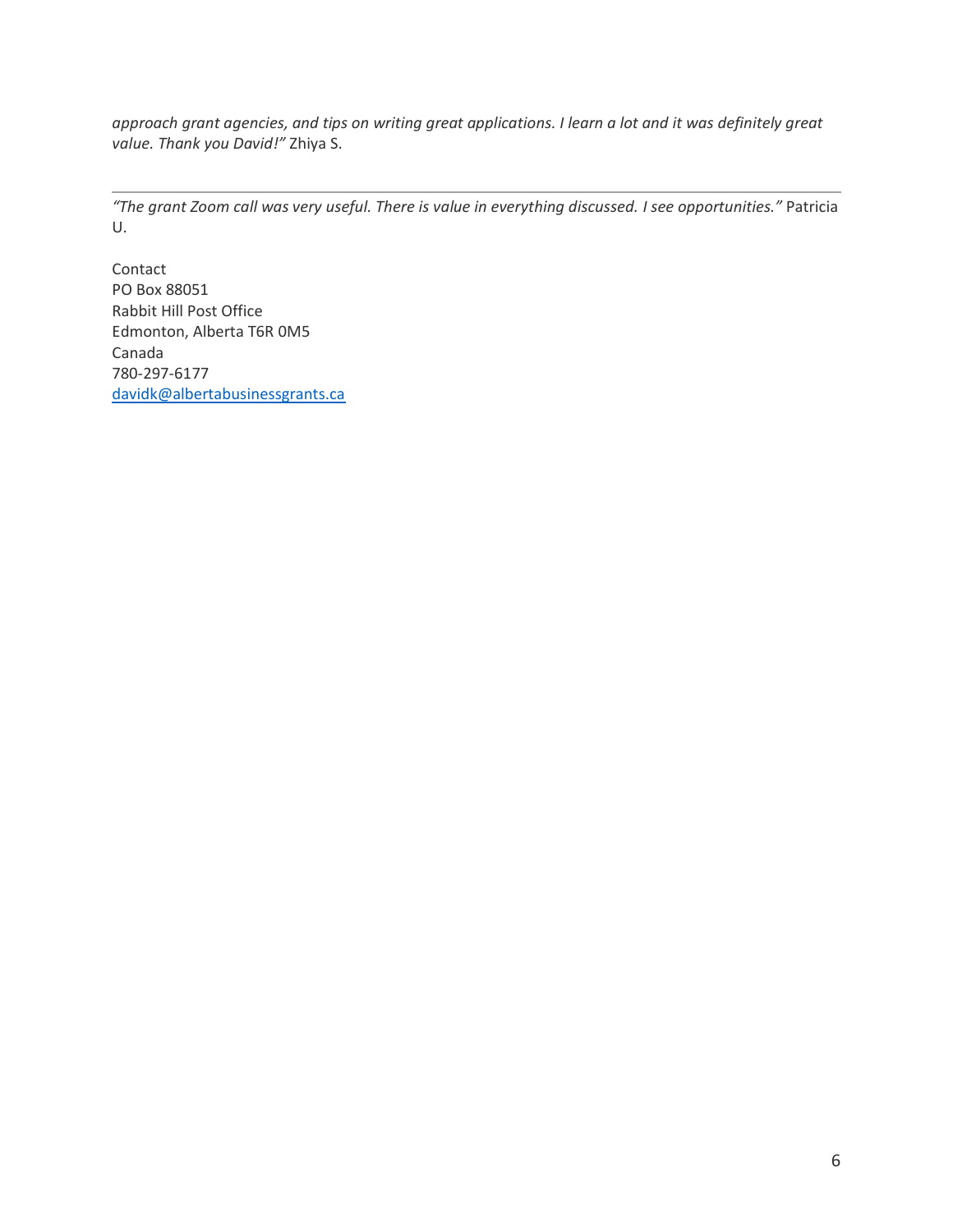*approach grant agencies, and tips on writing great applications. I learn a lot and it was definitely great value. Thank you David!"* Zhiya S.

---

*"The grant Zoom call was very useful. There is value in everything discussed. I see opportunities."* Patricia U.

Contact
PO Box 88051
Rabbit Hill Post Office
Edmonton, Alberta T6R 0M5
Canada
780-297-6177
[davidk@albertabusinessgrants.ca](mailto:davidk@albertabusinessgrants.ca)